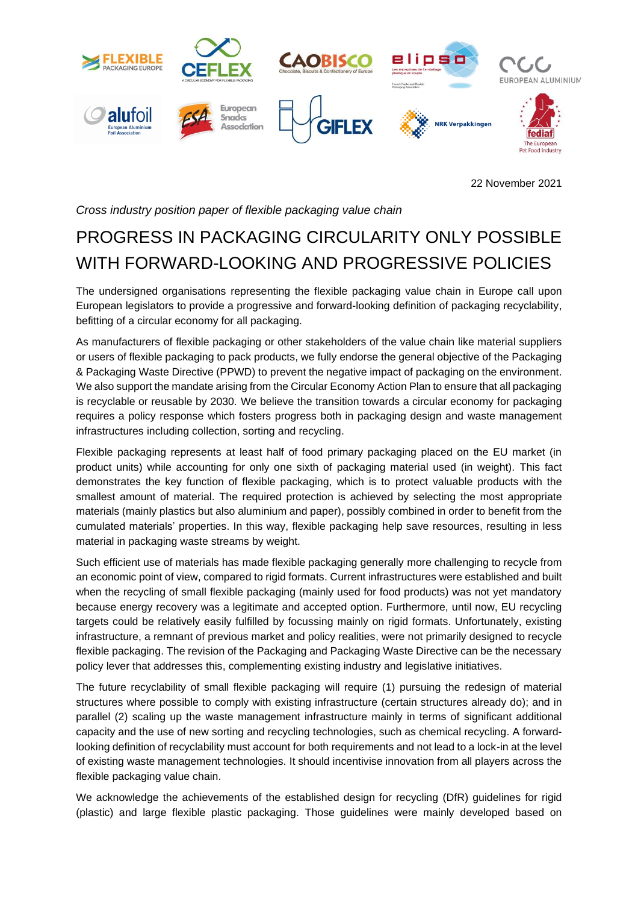22 November 2021

*Cross industry position paper of flexible packaging value chain*

# PROGRESS IN PACKAGING CIRCULARITY ONLY POSSIBLE WITH FORWARD-LOOKING AND PROGRESSIVE POLICIES

The undersigned organisations representing the flexible packaging value chain in Europe call upon European legislators to provide a progressive and forward-looking definition of packaging recyclability, befitting of a circular economy for all packaging.

As manufacturers of flexible packaging or other stakeholders of the value chain like material suppliers or users of flexible packaging to pack products, we fully endorse the general objective of the Packaging & Packaging Waste Directive (PPWD) to prevent the negative impact of packaging on the environment. We also support the mandate arising from the Circular Economy Action Plan to ensure that all packaging is recyclable or reusable by 2030. We believe the transition towards a circular economy for packaging requires a policy response which fosters progress both in packaging design and waste management infrastructures including collection, sorting and recycling.

Flexible packaging represents at least half of food primary packaging placed on the EU market (in product units) while accounting for only one sixth of packaging material used (in weight). This fact demonstrates the key function of flexible packaging, which is to protect valuable products with the smallest amount of material. The required protection is achieved by selecting the most appropriate materials (mainly plastics but also aluminium and paper), possibly combined in order to benefit from the cumulated materials' properties. In this way, flexible packaging help save resources, resulting in less material in packaging waste streams by weight.

Such efficient use of materials has made flexible packaging generally more challenging to recycle from an economic point of view, compared to rigid formats. Current infrastructures were established and built when the recycling of small flexible packaging (mainly used for food products) was not yet mandatory because energy recovery was a legitimate and accepted option. Furthermore, until now, EU recycling targets could be relatively easily fulfilled by focussing mainly on rigid formats. Unfortunately, existing infrastructure, a remnant of previous market and policy realities, were not primarily designed to recycle flexible packaging. The revision of the Packaging and Packaging Waste Directive can be the necessary policy lever that addresses this, complementing existing industry and legislative initiatives.

The future recyclability of small flexible packaging will require (1) pursuing the redesign of material structures where possible to comply with existing infrastructure (certain structures already do); and in parallel (2) scaling up the waste management infrastructure mainly in terms of significant additional capacity and the use of new sorting and recycling technologies, such as chemical recycling. A forward-looking definition of recyclability must account for both requirements and not lead to a lock-in at the level of existing waste management technologies. It should incentivise innovation from all players across the flexible packaging value chain.

We acknowledge the achievements of the established design for recycling (DfR) guidelines for rigid (plastic) and large flexible plastic packaging. Those guidelines were mainly developed based on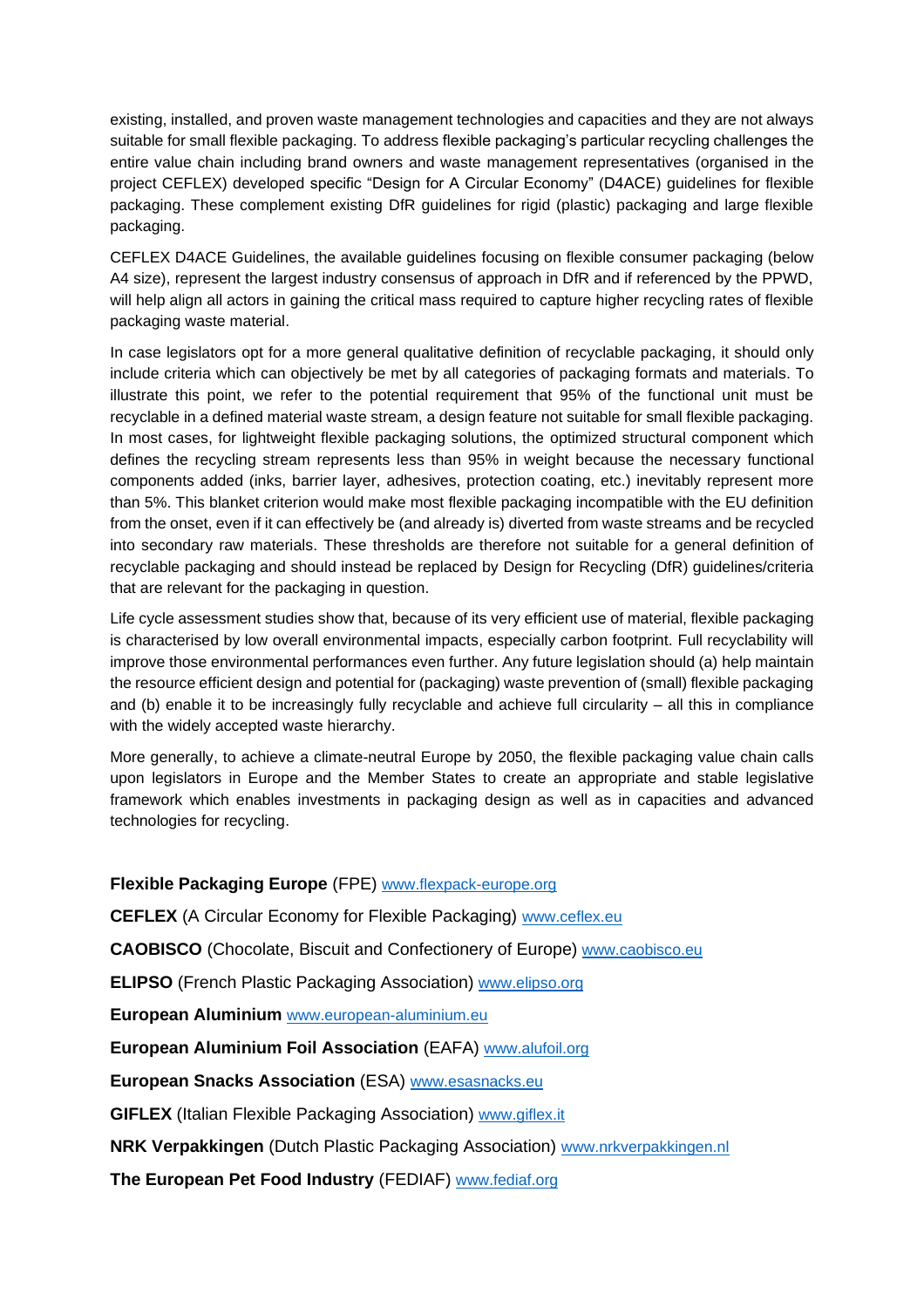existing, installed, and proven waste management technologies and capacities and they are not always suitable for small flexible packaging. To address flexible packaging's particular recycling challenges the entire value chain including brand owners and waste management representatives (organised in the project CEFLEX) developed specific "Design for A Circular Economy" (D4ACE) guidelines for flexible packaging. These complement existing DfR guidelines for rigid (plastic) packaging and large flexible packaging.

CEFLEX D4ACE Guidelines, the available guidelines focusing on flexible consumer packaging (below A4 size), represent the largest industry consensus of approach in DfR and if referenced by the PPWD, will help align all actors in gaining the critical mass required to capture higher recycling rates of flexible packaging waste material.

In case legislators opt for a more general qualitative definition of recyclable packaging, it should only include criteria which can objectively be met by all categories of packaging formats and materials. To illustrate this point, we refer to the potential requirement that 95% of the functional unit must be recyclable in a defined material waste stream, a design feature not suitable for small flexible packaging. In most cases, for lightweight flexible packaging solutions, the optimized structural component which defines the recycling stream represents less than 95% in weight because the necessary functional components added (inks, barrier layer, adhesives, protection coating, etc.) inevitably represent more than 5%. This blanket criterion would make most flexible packaging incompatible with the EU definition from the onset, even if it can effectively be (and already is) diverted from waste streams and be recycled into secondary raw materials. These thresholds are therefore not suitable for a general definition of recyclable packaging and should instead be replaced by Design for Recycling (DfR) guidelines/criteria that are relevant for the packaging in question.

Life cycle assessment studies show that, because of its very efficient use of material, flexible packaging is characterised by low overall environmental impacts, especially carbon footprint. Full recyclability will improve those environmental performances even further. Any future legislation should (a) help maintain the resource efficient design and potential for (packaging) waste prevention of (small) flexible packaging and (b) enable it to be increasingly fully recyclable and achieve full circularity – all this in compliance with the widely accepted waste hierarchy.

More generally, to achieve a climate-neutral Europe by 2050, the flexible packaging value chain calls upon legislators in Europe and the Member States to create an appropriate and stable legislative framework which enables investments in packaging design as well as in capacities and advanced technologies for recycling.

**Flexible Packaging Europe** (FPE) www.flexpack-europe.org

**CEFLEX** (A Circular Economy for Flexible Packaging) www.ceflex.eu

**CAOBISCO** (Chocolate, Biscuit and Confectionery of Europe) www.caobisco.eu

**ELIPSO** (French Plastic Packaging Association) www.elipso.org

**European Aluminium** www.european-aluminium.eu

**European Aluminium Foil Association** (EAFA) www.alufoil.org

**European Snacks Association** (ESA) www.esasnacks.eu

**GIFLEX** (Italian Flexible Packaging Association) www.giflex.it

**NRK Verpakkingen** (Dutch Plastic Packaging Association) www.nrkverpakkingen.nl

**The European Pet Food Industry** (FEDIAF) www.fediaf.org